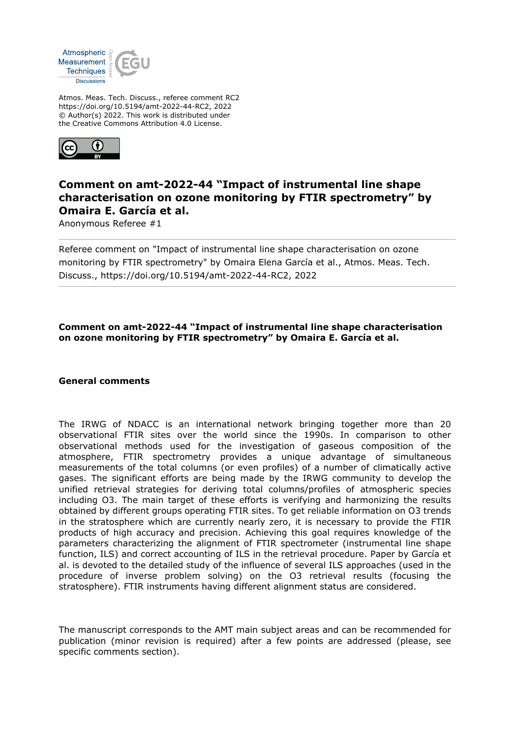Atmos. Meas. Tech. Discuss., referee comment RC2
https://doi.org/10.5194/amt-2022-44-RC2, 2022
© Author(s) 2022. This work is distributed under
the Creative Commons Attribution 4.0 License.

# Comment on amt-2022-44 "Impact of instrumental line shape characterisation on ozone monitoring by FTIR spectrometry" by Omaira E. García et al.

Anonymous Referee #1

Referee comment on "Impact of instrumental line shape characterisation on ozone monitoring by FTIR spectrometry" by Omaira Elena García et al., Atmos. Meas. Tech. Discuss., https://doi.org/10.5194/amt-2022-44-RC2, 2022

**Comment on amt-2022-44 "Impact of instrumental line shape characterisation on ozone monitoring by FTIR spectrometry" by Omaira E. García et al.**

## General comments

The IRWG of NDACC is an international network bringing together more than 20 observational FTIR sites over the world since the 1990s. In comparison to other observational methods used for the investigation of gaseous composition of the atmosphere, FTIR spectrometry provides a unique advantage of simultaneous measurements of the total columns (or even profiles) of a number of climatically active gases. The significant efforts are being made by the IRWG community to develop the unified retrieval strategies for deriving total columns/profiles of atmospheric species including $O_3$. The main target of these efforts is verifying and harmonizing the results obtained by different groups operating FTIR sites. To get reliable information on $O_3$ trends in the stratosphere which are currently nearly zero, it is necessary to provide the FTIR products of high accuracy and precision. Achieving this goal requires knowledge of the parameters characterizing the alignment of FTIR spectrometer (instrumental line shape function, ILS) and correct accounting of ILS in the retrieval procedure. Paper by García et al. is devoted to the detailed study of the influence of several ILS approaches (used in the procedure of inverse problem solving) on the $O_3$ retrieval results (focusing the stratosphere). FTIR instruments having different alignment status are considered.

The manuscript corresponds to the AMT main subject areas and can be recommended for publication (minor revision is required) after a few points are addressed (please, see specific comments section).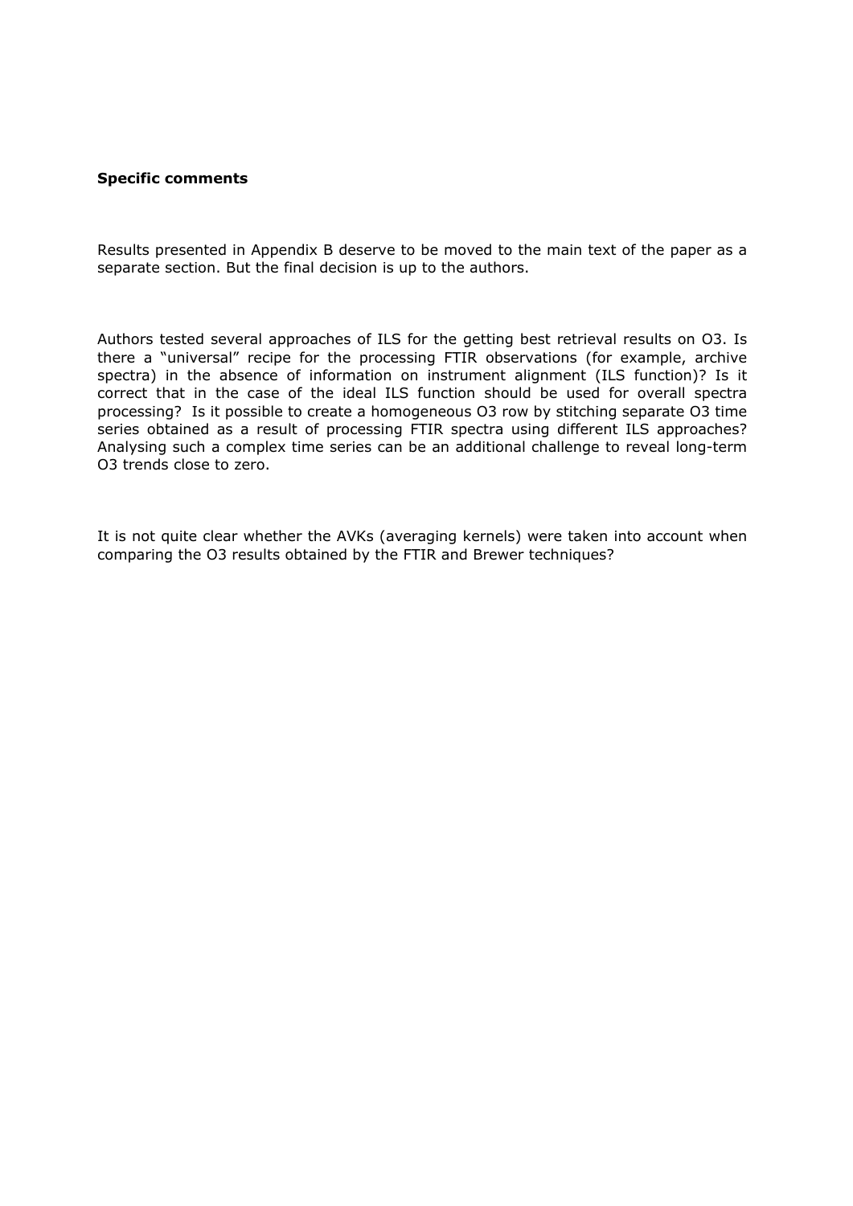**Specific comments**

Results presented in Appendix B deserve to be moved to the main text of the paper as a separate section. But the final decision is up to the authors.

Authors tested several approaches of ILS for the getting best retrieval results on O3. Is there a "universal" recipe for the processing FTIR observations (for example, archive spectra) in the absence of information on instrument alignment (ILS function)? Is it correct that in the case of the ideal ILS function should be used for overall spectra processing? Is it possible to create a homogeneous O3 row by stitching separate O3 time series obtained as a result of processing FTIR spectra using different ILS approaches? Analysing such a complex time series can be an additional challenge to reveal long-term O3 trends close to zero.

It is not quite clear whether the AVKs (averaging kernels) were taken into account when comparing the O3 results obtained by the FTIR and Brewer techniques?